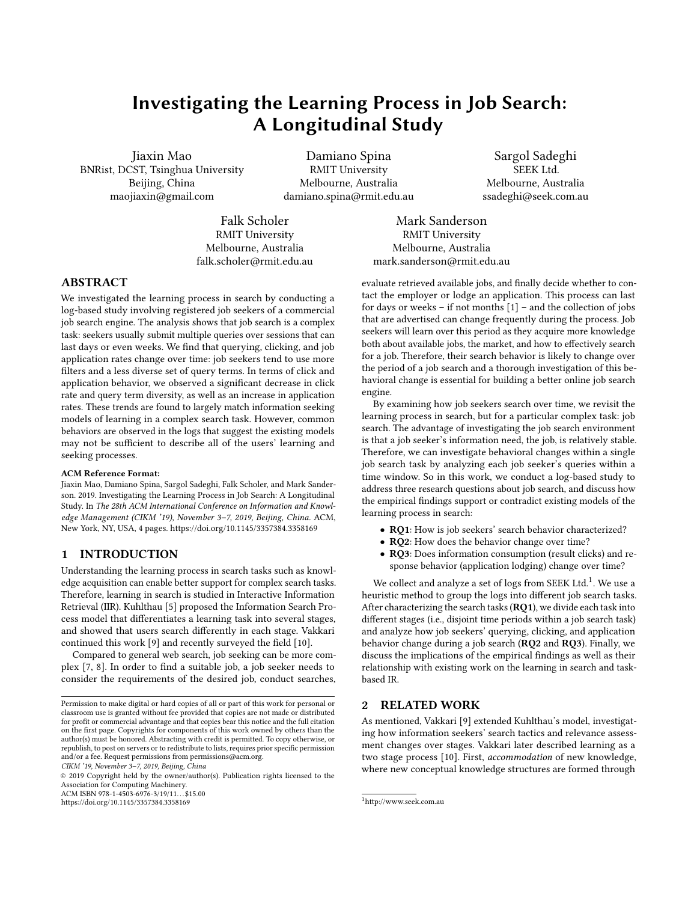# Investigating the Learning Process in Job Search: A Longitudinal Study

Jiaxin Mao
BNRist, DCST, Tsinghua University
Beijing, China
maojiaxin@gmail.com

Damiano Spina
RMIT University
Melbourne, Australia
damiano.spina@rmit.edu.au

Sargol Sadeghi
SEEK Ltd.
Melbourne, Australia
ssadeghi@seek.com.au

Falk Scholer
RMIT University
Melbourne, Australia
falk.scholer@rmit.edu.au

Mark Sanderson
RMIT University
Melbourne, Australia
mark.sanderson@rmit.edu.au

## ABSTRACT

We investigated the learning process in search by conducting a log-based study involving registered job seekers of a commercial job search engine. The analysis shows that job search is a complex task: seekers usually submit multiple queries over sessions that can last days or even weeks. We find that querying, clicking, and job application rates change over time: job seekers tend to use more filters and a less diverse set of query terms. In terms of click and application behavior, we observed a significant decrease in click rate and query term diversity, as well as an increase in application rates. These trends are found to largely match information seeking models of learning in a complex search task. However, common behaviors are observed in the logs that suggest the existing models may not be sufficient to describe all of the users' learning and seeking processes.

**ACM Reference Format:**
Jiaxin Mao, Damiano Spina, Sargol Sadeghi, Falk Scholer, and Mark Sanderson. 2019. Investigating the Learning Process in Job Search: A Longitudinal Study. In *The 28th ACM International Conference on Information and Knowledge Management (CIKM '19), November 3–7, 2019, Beijing, China.* ACM, New York, NY, USA, 4 pages. https://doi.org/10.1145/3357384.3358169

## 1 INTRODUCTION

Understanding the learning process in search tasks such as knowledge acquisition can enable better support for complex search tasks. Therefore, learning in search is studied in Interactive Information Retrieval (IIR). Kuhlthau [5] proposed the Information Search Process model that differentiates a learning task into several stages, and showed that users search differently in each stage. Vakkari continued this work [9] and recently surveyed the field [10].

Compared to general web search, job seeking can be more complex [7, 8]. In order to find a suitable job, a job seeker needs to consider the requirements of the desired job, conduct searches, evaluate retrieved available jobs, and finally decide whether to contact the employer or lodge an application. This process can last for days or weeks – if not months [1] – and the collection of jobs that are advertised can change frequently during the process. Job seekers will learn over this period as they acquire more knowledge both about available jobs, the market, and how to effectively search for a job. Therefore, their search behavior is likely to change over the period of a job search and a thorough investigation of this behavioral change is essential for building a better online job search engine.

By examining how job seekers search over time, we revisit the learning process in search, but for a particular complex task: job search. The advantage of investigating the job search environment is that a job seeker's information need, the job, is relatively stable. Therefore, we can investigate behavioral changes within a single job search task by analyzing each job seeker's queries within a time window. So in this work, we conduct a log-based study to address three research questions about job search, and discuss how the empirical findings support or contradict existing models of the learning process in search:

- **RQ1**: How is job seekers' search behavior characterized?
- **RQ2**: How does the behavior change over time?
- **RQ3**: Does information consumption (result clicks) and response behavior (application lodging) change over time?

We collect and analyze a set of logs from SEEK Ltd.[1]. We use a heuristic method to group the logs into different job search tasks. After characterizing the search tasks (**RQ1**), we divide each task into different stages (i.e., disjoint time periods within a job search task) and analyze how job seekers' querying, clicking, and application behavior change during a job search (**RQ2** and **RQ3**). Finally, we discuss the implications of the empirical findings as well as their relationship with existing work on the learning in search and task-based IR.

## 2 RELATED WORK

As mentioned, Vakkari [9] extended Kuhlthau's model, investigating how information seekers' search tactics and relevance assessment changes over stages. Vakkari later described learning as a two stage process [10]. First, *accommodation* of new knowledge, where new conceptual knowledge structures are formed through

[1] http://www.seek.com.au

Permission to make digital or hard copies of all or part of this work for personal or classroom use is granted without fee provided that copies are not made or distributed for profit or commercial advantage and that copies bear this notice and the full citation on the first page. Copyrights for components of this work owned by others than the author(s) must be honored. Abstracting with credit is permitted. To copy otherwise, or republish, to post on servers or to redistribute to lists, requires prior specific permission and/or a fee. Request permissions from permissions@acm.org.
*CIKM '19, November 3–7, 2019, Beijing, China*
© 2019 Copyright held by the owner/author(s). Publication rights licensed to the Association for Computing Machinery.
ACM ISBN 978-1-4503-6976-3/19/11...$15.00
https://doi.org/10.1145/3357384.3358169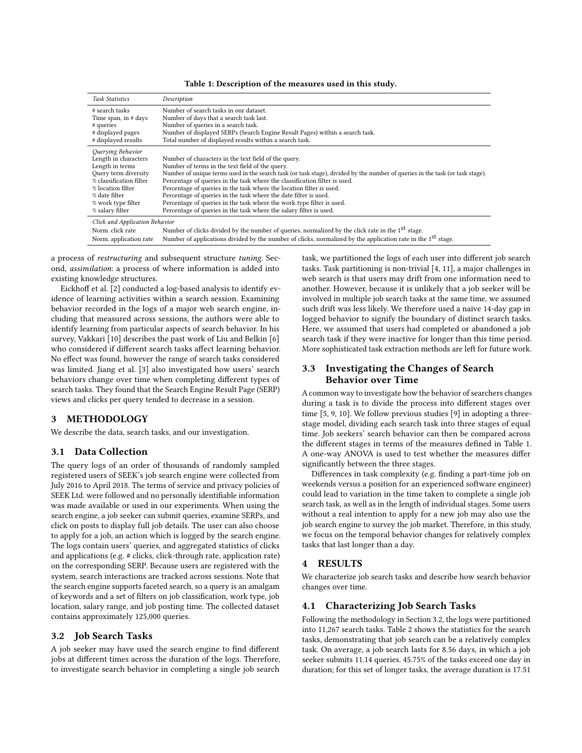Table 1: Description of the measures used in this study.

| *Task Statistics* | *Description* |
|---|---|
| # search tasks | Number of search tasks in our dataset. |
| Time span, in # days | Number of days that a search task last. |
| # queries | Number of queries in a search task. |
| # displayed pages | Number of displayed SERPs (Search Engine Result Pages) within a search task. |
| # displayed results | Total number of displayed results within a search task. |
| *Querying Behavior* | |
| Length in characters | Number of characters in the text field of the query. |
| Length in terms | Number of terms in the text field of the query. |
| Query term diversity | Number of unique terms used in the search task (or task stage), divided by the number of queries in the task (or task stage). |
| % classification filter | Percentage of queries in the task where the classification filter is used. |
| % location filter | Percentage of queries in the task where the location filter is used. |
| % date filter | Percentage of queries in the task where the date filter is used. |
| % work type filter | Percentage of queries in the task where the work type filter is used. |
| % salary filter | Percentage of queries in the task where the salary filter is used. |
| *Click and Application Behavior* | |
| Norm. click rate | Number of clicks divided by the number of queries, normalized by the click rate in the 1st stage. |
| Norm. application rate | Number of applications divided by the number of clicks, normalized by the application rate in the 1st stage. |

a process of *restructuring* and subsequent structure *tuning*. Second, *assimilation*: a process of where information is added into existing knowledge structures.

Eickhoff et al. [2] conducted a log-based analysis to identify evidence of learning activities within a search session. Examining behavior recorded in the logs of a major web search engine, including that measured across sessions, the authors were able to identify learning from particular aspects of search behavior. In his survey, Vakkari [10] describes the past work of Liu and Belkin [6] who considered if different search tasks affect learning behavior. No effect was found, however the range of search tasks considered was limited. Jiang et al. [3] also investigated how users' search behaviors change over time when completing different types of search tasks. They found that the Search Engine Result Page (SERP) views and clicks per query tended to decrease in a session.

## 3 METHODOLOGY

We describe the data, search tasks, and our investigation.

### 3.1 Data Collection

The query logs of an order of thousands of randomly sampled registered users of SEEK's job search engine were collected from July 2016 to April 2018. The terms of service and privacy policies of SEEK Ltd. were followed and no personally identifiable information was made available or used in our experiments. When using the search engine, a job seeker can submit queries, examine SERPs, and click on posts to display full job details. The user can also choose to apply for a job, an action which is logged by the search engine. The logs contain users' queries, and aggregated statistics of clicks and applications (e.g. # clicks, click-through rate, application rate) on the corresponding SERP. Because users are registered with the system, search interactions are tracked across sessions. Note that the search engine supports faceted search, so a query is an amalgam of keywords and a set of filters on job classification, work type, job location, salary range, and job posting time. The collected dataset contains approximately 125,000 queries.

### 3.2 Job Search Tasks

A job seeker may have used the search engine to find different jobs at different times across the duration of the logs. Therefore, to investigate search behavior in completing a single job search task, we partitioned the logs of each user into different job search tasks. Task partitioning is non-trivial [4, 11], a major challenges in web search is that users may drift from one information need to another. However, because it is unlikely that a job seeker will be involved in multiple job search tasks at the same time, we assumed such drift was less likely. We therefore used a naïve 14-day gap in logged behavior to signify the boundary of distinct search tasks. Here, we assumed that users had completed or abandoned a job search task if they were inactive for longer than this time period. More sophisticated task extraction methods are left for future work.

### 3.3 Investigating the Changes of Search Behavior over Time

A common way to investigate how the behavior of searchers changes during a task is to divide the process into different stages over time [5, 9, 10]. We follow previous studies [9] in adopting a three-stage model, dividing each search task into three stages of equal time. Job seekers' search behavior can then be compared across the different stages in terms of the measures defined in Table 1. A one-way ANOVA is used to test whether the measures differ significantly between the three stages.

Differences in task complexity (e.g. finding a part-time job on weekends versus a position for an experienced software engineer) could lead to variation in the time taken to complete a single job search task, as well as in the length of individual stages. Some users without a real intention to apply for a new job may also use the job search engine to survey the job market. Therefore, in this study, we focus on the temporal behavior changes for relatively complex tasks that last longer than a day.

## 4 RESULTS

We characterize job search tasks and describe how search behavior changes over time.

### 4.1 Characterizing Job Search Tasks

Following the methodology in Section 3.2, the logs were partitioned into 11,267 search tasks. Table 2 shows the statistics for the search tasks, demonstrating that job search can be a relatively complex task. On average, a job search lasts for 8.56 days, in which a job seeker submits 11.14 queries. 45.75% of the tasks exceed one day in duration; for this set of longer tasks, the average duration is 17.51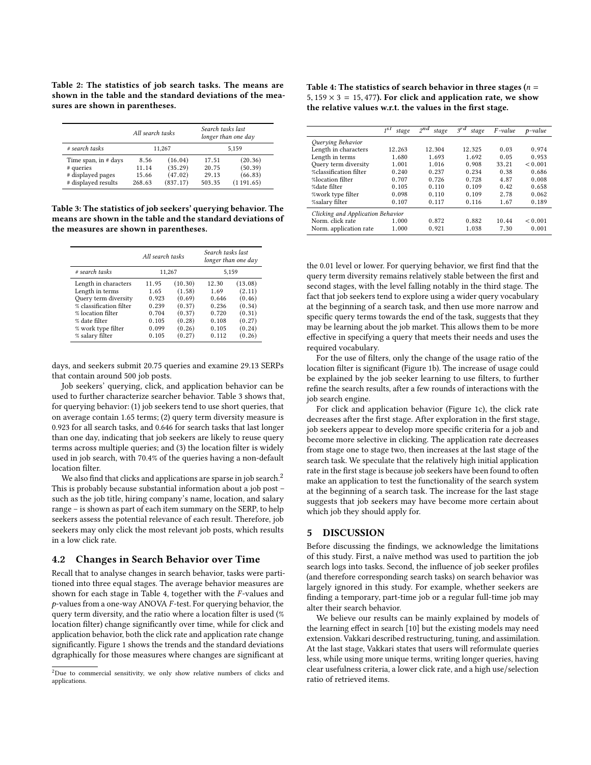Table 2: The statistics of job search tasks. The means are shown in the table and the standard deviations of the measures are shown in parentheses.

| | *All search tasks* | | *Search tasks last longer than one day* | |
|---|---|---|---|---|
| *# search tasks* | 11,267 | | 5,159 | |
| Time span, in # days | 8.56 | (16.04) | 17.51 | (20.36) |
| # queries | 11.14 | (35.29) | 20.75 | (50.39) |
| # displayed pages | 15.66 | (47.02) | 29.13 | (66.83) |
| # displayed results | 268.63 | (837.17) | 503.35 | (1 191.65) |

Table 3: The statistics of job seekers' querying behavior. The means are shown in the table and the standard deviations of the measures are shown in parentheses.

| | *All search tasks* | | *Search tasks last longer than one day* | |
|---|---|---|---|---|
| *# search tasks* | 11,267 | | 5,159 | |
| Length in characters | 11.95 | (10.30) | 12.30 | (13.08) |
| Length in terms | 1.65 | (1.58) | 1.69 | (2.11) |
| Query term diversity | 0.923 | (0.69) | 0.646 | (0.46) |
| % classification filter | 0.239 | (0.37) | 0.236 | (0.34) |
| % location filter | 0.704 | (0.37) | 0.720 | (0.31) |
| % date filter | 0.105 | (0.28) | 0.108 | (0.27) |
| % work type filter | 0.099 | (0.26) | 0.105 | (0.24) |
| % salary filter | 0.105 | (0.27) | 0.112 | (0.26) |

days, and seekers submit 20.75 queries and examine 29.13 SERPs that contain around 500 job posts.

Job seekers' querying, click, and application behavior can be used to further characterize searcher behavior. Table 3 shows that, for querying behavior: (1) job seekers tend to use short queries, that on average contain 1.65 terms; (2) query term diversity measure is 0.923 for all search tasks, and 0.646 for search tasks that last longer than one day, indicating that job seekers are likely to reuse query terms across multiple queries; and (3) the location filter is widely used in job search, with 70.4% of the queries having a non-default location filter.

We also find that clicks and applications are sparse in job search.[2] This is probably because substantial information about a job post – such as the job title, hiring company's name, location, and salary range – is shown as part of each item summary on the SERP, to help seekers assess the potential relevance of each result. Therefore, job seekers may only click the most relevant job posts, which results in a low click rate.

## 4.2 Changes in Search Behavior over Time

Recall that to analyse changes in search behavior, tasks were partitioned into three equal stages. The average behavior measures are shown for each stage in Table 4, together with the $F$-values and $p$-values from a one-way ANOVA $F$-test. For querying behavior, the query term diversity, and the ratio where a location filter is used (% location filter) change significantly over time, while for click and application behavior, both the click rate and application rate change significantly. Figure 1 shows the trends and the standard deviations dgraphically for those measures where changes are significant at

[2]Due to commercial sensitivity, we only show relative numbers of clicks and applications.

Table 4: The statistics of search behavior in three stages ($n = 5,159 \times 3 = 15,477$). For click and application rate, we show the relative values w.r.t. the values in the first stage.

| | $1^{st}$ *stage* | $2^{nd}$ *stage* | $3^{rd}$ *stage* | *F-value* | *p-value* |
|---|---|---|---|---|---|
| *Querying Behavior* | | | | | |
| Length in characters | 12.263 | 12.304 | 12.325 | 0.03 | 0.974 |
| Length in terms | 1.680 | 1.693 | 1.692 | 0.05 | 0.953 |
| Query term diversity | 1.001 | 1.016 | 0.908 | 33.21 | < 0.001 |
| %classification filter | 0.240 | 0.237 | 0.234 | 0.38 | 0.686 |
| %location filter | 0.707 | 0.726 | 0.728 | 4.87 | 0.008 |
| %date filter | 0.105 | 0.110 | 0.109 | 0.42 | 0.658 |
| %work type filter | 0.098 | 0.110 | 0.109 | 2.78 | 0.062 |
| %salary filter | 0.107 | 0.117 | 0.116 | 1.67 | 0.189 |
| *Clicking and Application Behavior* | | | | | |
| Norm. click rate | 1.000 | 0.872 | 0.882 | 10.44 | < 0.001 |
| Norm. application rate | 1.000 | 0.921 | 1.038 | 7.30 | 0.001 |

the 0.01 level or lower. For querying behavior, we first find that the query term diversity remains relatively stable between the first and second stages, with the level falling notably in the third stage. The fact that job seekers tend to explore using a wider query vocabulary at the beginning of a search task, and then use more narrow and specific query terms towards the end of the task, suggests that they may be learning about the job market. This allows them to be more effective in specifying a query that meets their needs and uses the required vocabulary.

For the use of filters, only the change of the usage ratio of the location filter is significant (Figure 1b). The increase of usage could be explained by the job seeker learning to use filters, to further refine the search results, after a few rounds of interactions with the job search engine.

For click and application behavior (Figure 1c), the click rate decreases after the first stage. After exploration in the first stage, job seekers appear to develop more specific criteria for a job and become more selective in clicking. The application rate decreases from stage one to stage two, then increases at the last stage of the search task. We speculate that the relatively high initial application rate in the first stage is because job seekers have been found to often make an application to test the functionality of the search system at the beginning of a search task. The increase for the last stage suggests that job seekers may have become more certain about which job they should apply for.

# 5 DISCUSSION

Before discussing the findings, we acknowledge the limitations of this study. First, a naïve method was used to partition the job search logs into tasks. Second, the influence of job seeker profiles (and therefore corresponding search tasks) on search behavior was largely ignored in this study. For example, whether seekers are finding a temporary, part-time job or a regular full-time job may alter their search behavior.

We believe our results can be mainly explained by models of the learning effect in search [10] but the existing models may need extension. Vakkari described restructuring, tuning, and assimilation. At the last stage, Vakkari states that users will reformulate queries less, while using more unique terms, writing longer queries, having clear usefulness criteria, a lower click rate, and a high use/selection ratio of retrieved items.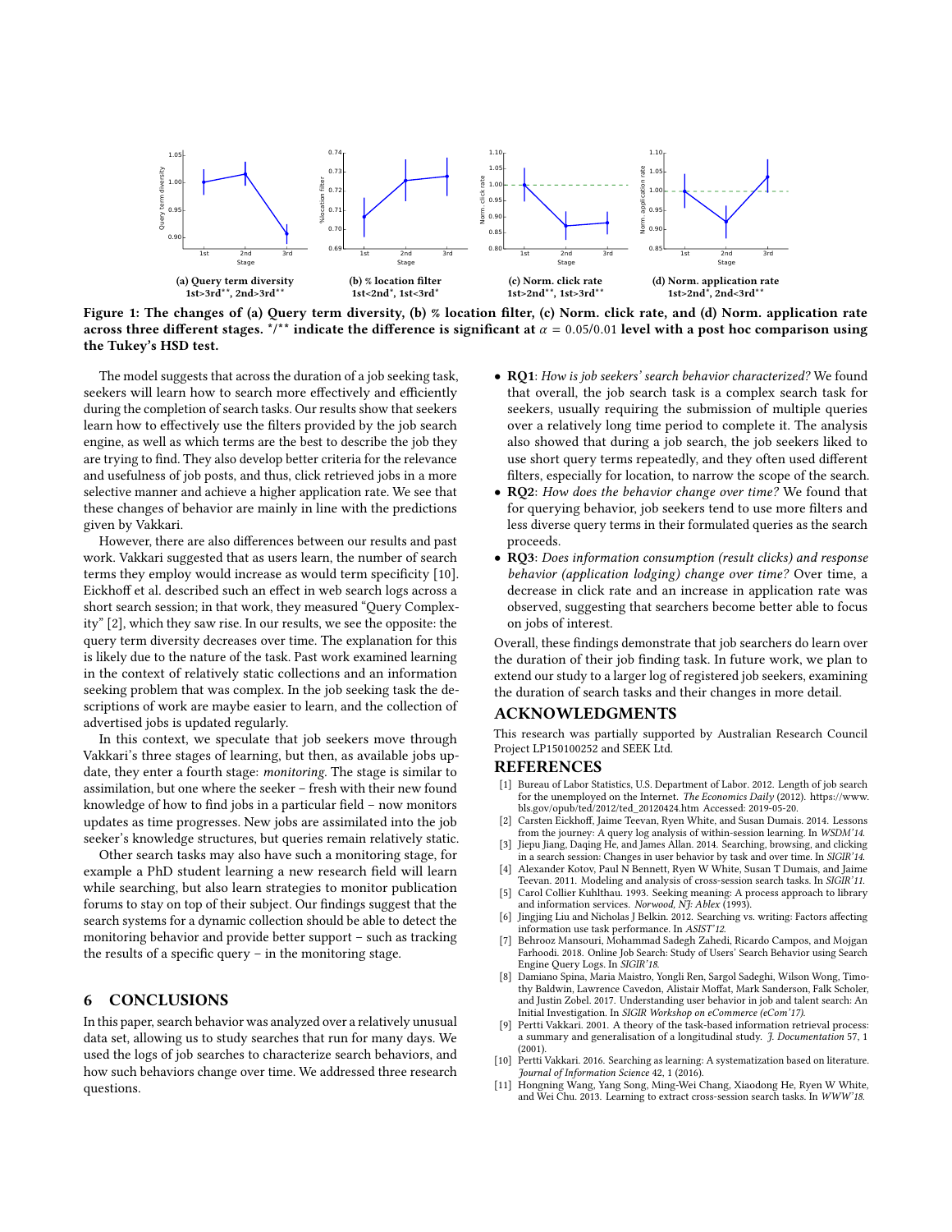1.05
1.00
0.95
0.90
Query term diversity
1st 2nd 3rd
Stage

(a) Query term diversity
1st>3rd**, 2nd>3rd**

0.74
0.73
0.72
0.71
0.70
0.69
%location filter
1st 2nd 3rd
Stage

(b) % location filter
1st<2nd*, 1st<3rd*

1.10
1.05
1.00
0.95
0.90
0.85
0.80
Norm. click rate
1st 2nd 3rd
Stage

(c) Norm. click rate
1st>2nd**, 1st>3rd**

1.10
1.05
1.00
0.95
0.90
0.85
Norm. application rate
1st 2nd 3rd
Stage

(d) Norm. application rate
1st>2nd*, 2nd<3rd**

**Figure 1: The changes of (a) Query term diversity, (b) % location filter, (c) Norm. click rate, and (d) Norm. application rate across three different stages. \*/\*\* indicate the difference is significant at $\alpha = 0.05/0.01$ level with a post hoc comparison using the Tukey's HSD test.**

The model suggests that across the duration of a job seeking task, seekers will learn how to search more effectively and efficiently during the completion of search tasks. Our results show that seekers learn how to effectively use the filters provided by the job search engine, as well as which terms are the best to describe the job they are trying to find. They also develop better criteria for the relevance and usefulness of job posts, and thus, click retrieved jobs in a more selective manner and achieve a higher application rate. We see that these changes of behavior are mainly in line with the predictions given by Vakkari.

However, there are also differences between our results and past work. Vakkari suggested that as users learn, the number of search terms they employ would increase as would term specificity [10]. Eickhoff et al. described such an effect in web search logs across a short search session; in that work, they measured "Query Complexity" [2], which they saw rise. In our results, we see the opposite: the query term diversity decreases over time. The explanation for this is likely due to the nature of the task. Past work examined learning in the context of relatively static collections and an information seeking problem that was complex. In the job seeking task the descriptions of work are maybe easier to learn, and the collection of advertised jobs is updated regularly.

In this context, we speculate that job seekers move through Vakkari's three stages of learning, but then, as available jobs update, they enter a fourth stage: *monitoring*. The stage is similar to assimilation, but one where the seeker – fresh with their new found knowledge of how to find jobs in a particular field – now monitors updates as time progresses. New jobs are assimilated into the job seeker's knowledge structures, but queries remain relatively static.

Other search tasks may also have such a monitoring stage, for example a PhD student learning a new research field will learn while searching, but also learn strategies to monitor publication forums to stay on top of their subject. Our findings suggest that the search systems for a dynamic collection should be able to detect the monitoring behavior and provide better support – such as tracking the results of a specific query – in the monitoring stage.

## 6 CONCLUSIONS

In this paper, search behavior was analyzed over a relatively unusual data set, allowing us to study searches that run for many days. We used the logs of job searches to characterize search behaviors, and how such behaviors change over time. We addressed three research questions.

- **RQ1**: *How is job seekers' search behavior characterized?* We found that overall, the job search task is a complex search task for seekers, usually requiring the submission of multiple queries over a relatively long time period to complete it. The analysis also showed that during a job search, the job seekers liked to use short query terms repeatedly, and they often used different filters, especially for location, to narrow the scope of the search.
- **RQ2**: *How does the behavior change over time?* We found that for querying behavior, job seekers tend to use more filters and less diverse query terms in their formulated queries as the search proceeds.
- **RQ3**: *Does information consumption (result clicks) and response behavior (application lodging) change over time?* Over time, a decrease in click rate and an increase in application rate was observed, suggesting that searchers become better able to focus on jobs of interest.

Overall, these findings demonstrate that job searchers do learn over the duration of their job finding task. In future work, we plan to extend our study to a larger log of registered job seekers, examining the duration of search tasks and their changes in more detail.

## ACKNOWLEDGMENTS

This research was partially supported by Australian Research Council Project LP150100252 and SEEK Ltd.

## REFERENCES

[1] Bureau of Labor Statistics, U.S. Department of Labor. 2012. Length of job search for the unemployed on the Internet. *The Economics Daily* (2012). https://www.bls.gov/opub/ted/2012/ted_20120424.htm Accessed: 2019-05-20.
[2] Carsten Eickhoff, Jaime Teevan, Ryen White, and Susan Dumais. 2014. Lessons from the journey: A query log analysis of within-session learning. In *WSDM'14*.
[3] Jiepu Jiang, Daqing He, and James Allan. 2014. Searching, browsing, and clicking in a search session: Changes in user behavior by task and over time. In *SIGIR'14*.
[4] Alexander Kotov, Paul N Bennett, Ryen W White, Susan T Dumais, and Jaime Teevan. 2011. Modeling and analysis of cross-session search tasks. In *SIGIR'11*.
[5] Carol Collier Kuhlthau. 1993. Seeking meaning: A process approach to library and information services. *Norwood, NJ: Ablex* (1993).
[6] Jingjing Liu and Nicholas J Belkin. 2012. Searching vs. writing: Factors affecting information use task performance. In *ASIST'12*.
[7] Behrooz Mansouri, Mohammad Sadegh Zahedi, Ricardo Campos, and Mojgan Farhoodi. 2018. Online Job Search: Study of Users' Search Behavior using Search Engine Query Logs. In *SIGIR'18*.
[8] Damiano Spina, Maria Maistro, Yongli Ren, Sargol Sadeghi, Wilson Wong, Timothy Baldwin, Lawrence Cavedon, Alistair Moffat, Mark Sanderson, Falk Scholer, and Justin Zobel. 2017. Understanding user behavior in job and talent search: An Initial Investigation. In *SIGIR Workshop on eCommerce (eCom'17)*.
[9] Pertti Vakkari. 2001. A theory of the task-based information retrieval process: a summary and generalisation of a longitudinal study. *J. Documentation* 57, 1 (2001).
[10] Pertti Vakkari. 2016. Searching as learning: A systematization based on literature. *Journal of Information Science* 42, 1 (2016).
[11] Hongning Wang, Yang Song, Ming-Wei Chang, Xiaodong He, Ryen W White, and Wei Chu. 2013. Learning to extract cross-session search tasks. In *WWW'18*.